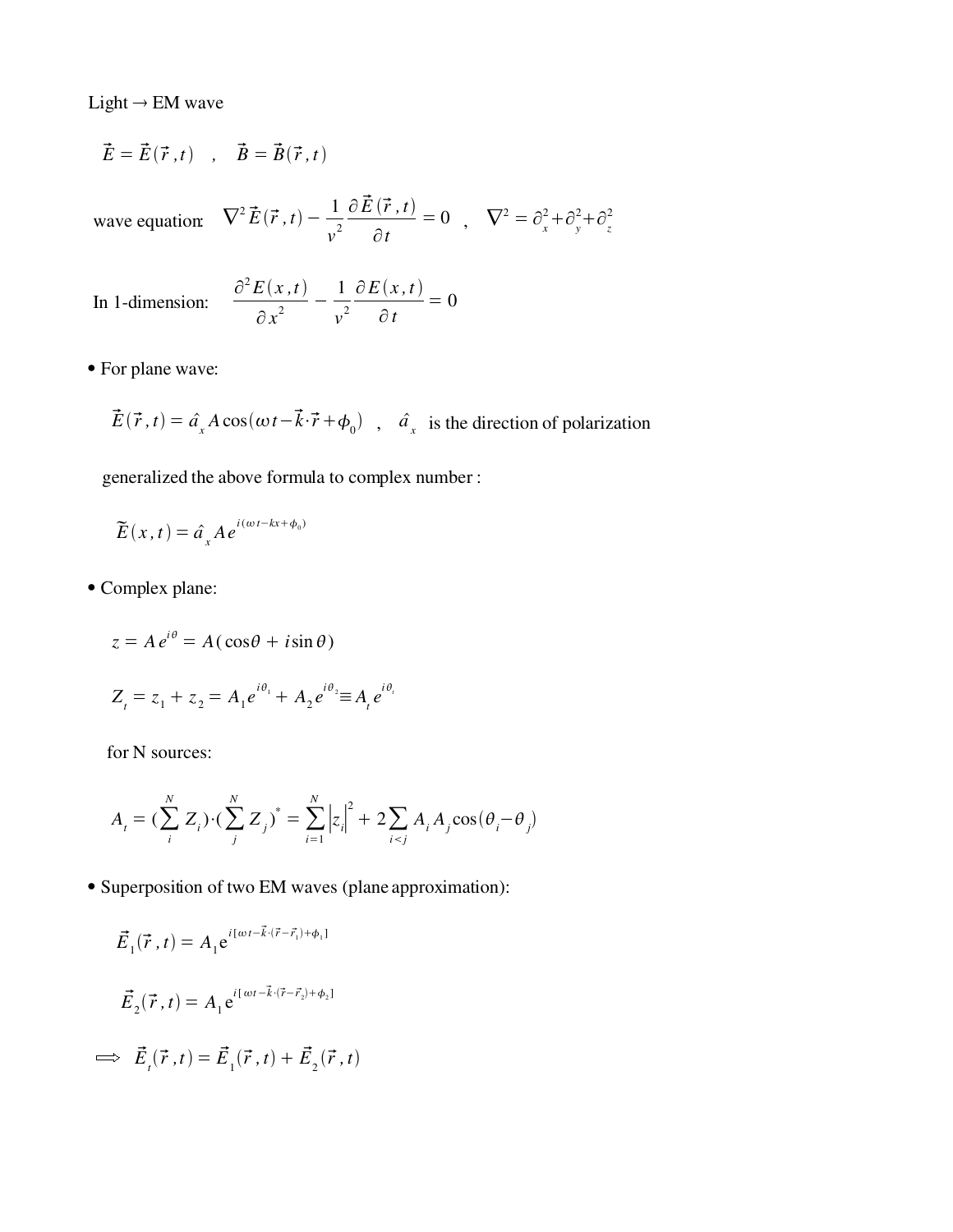Light → EM wave

$$\vec{E} = \vec{E}(\vec{r}\,,t) \quad , \quad \vec{B} = \vec{B}(\vec{r}\,,t)$$

wave equation: $\nabla^2 \vec{E}(\vec{r}\,,t) - \dfrac{1}{v^2}\dfrac{\partial \vec{E}(\vec{r}\,,t)}{\partial t} = 0 \quad , \quad \nabla^2 = \partial_x^2 + \partial_y^2 + \partial_z^2$

In 1-dimension: $\dfrac{\partial^2 E(x\,,t)}{\partial x^2} - \dfrac{1}{v^2}\dfrac{\partial E(x\,,t)}{\partial t} = 0$

- For plane wave:

$$\vec{E}(\vec{r}\,,t) = \hat{a}_x A\cos(\omega t - \vec{k}\cdot\vec{r} + \phi_0) \quad , \quad \hat{a}_x \text{ is the direction of polarization}$$

generalized the above formula to complex number :

$$\tilde{E}(x\,,t) = \hat{a}_x A e^{i(\omega t - kx + \phi_0)}$$

- Complex plane:

$$z = A e^{i\theta} = A(\cos\theta + i\sin\theta)$$

$$Z_t = z_1 + z_2 = A_1 e^{i\theta_1} + A_2 e^{i\theta_2} \equiv A_t e^{i\theta_t}$$

for N sources:

$$A_t = (\sum_i^N Z_i)\cdot(\sum_j^N Z_j)^* = \sum_{i=1}^N \left|z_i\right|^2 + 2\sum_{i<j} A_i A_j \cos(\theta_i - \theta_j)$$

- Superposition of two EM waves (plane approximation):

$$\vec{E}_1(\vec{r}\,,t) = A_1 \mathrm{e}^{i[\omega t - \vec{k}\cdot(\vec{r}-\vec{r}_1) + \phi_1]}$$

$$\vec{E}_2(\vec{r}\,,t) = A_1 \mathrm{e}^{i[\omega t - \vec{k}\cdot(\vec{r}-\vec{r}_2) + \phi_2]}$$

$$\Longrightarrow \quad \vec{E}_t(\vec{r}\,,t) = \vec{E}_1(\vec{r}\,,t) + \vec{E}_2(\vec{r}\,,t)$$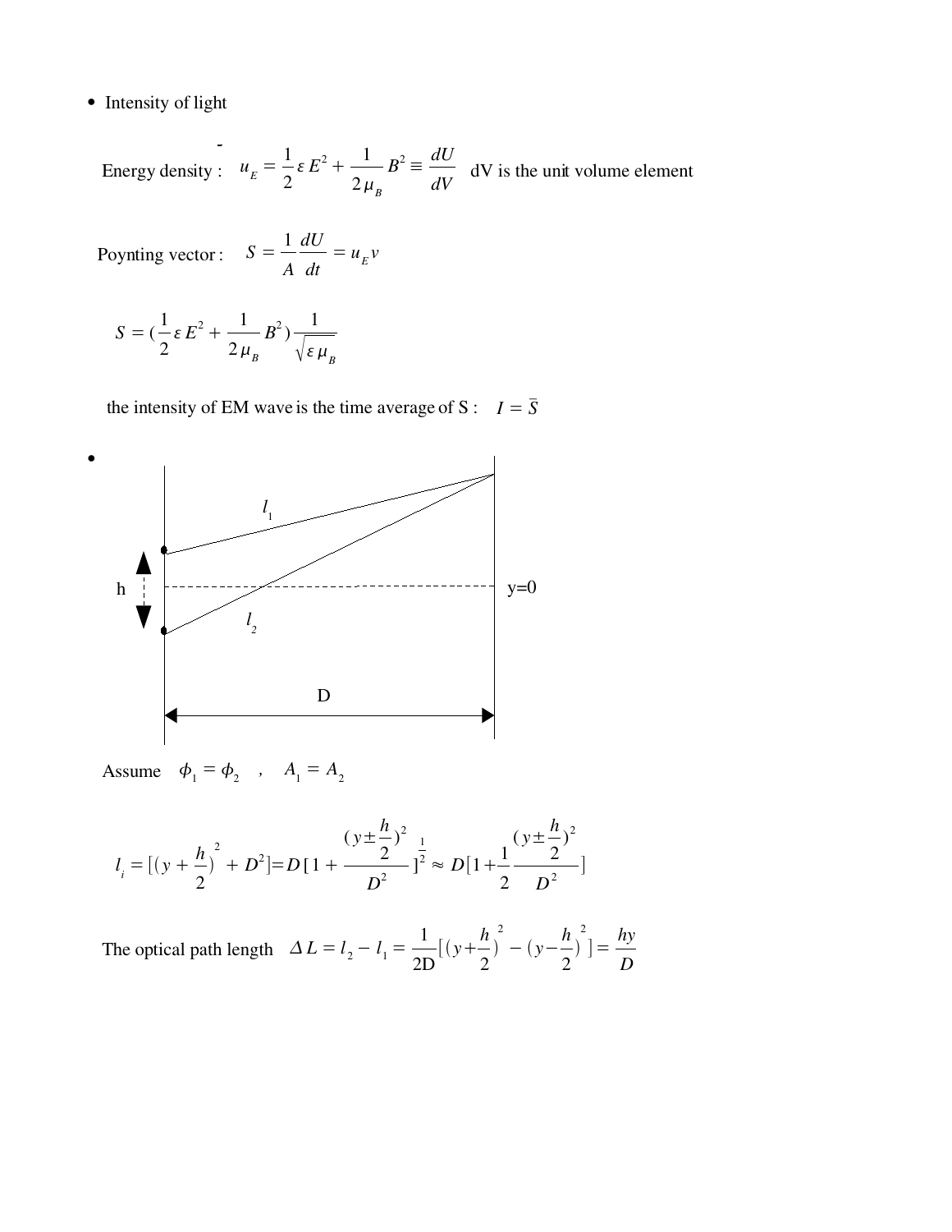- Intensity of light

Energy density : $u_E = \frac{1}{2}\varepsilon E^2 + \frac{1}{2\mu_B} B^2 \equiv \frac{dU}{dV}$ dV is the unit volume element

Poynting vector : $S = \frac{1}{A}\frac{dU}{dt} = u_E v$

$$S = (\frac{1}{2}\varepsilon E^2 + \frac{1}{2\mu_B} B^2)\frac{1}{\sqrt{\varepsilon \mu_B}}$$

the intensity of EM wave is the time average of S : $I = \bar{S}$

- 

$l_1$

h

y=0

$l_2$

D

Assume $\phi_1 = \phi_2$ , $A_1 = A_2$

$$l_i = [(y + \frac{h}{2})^2 + D^2] = D[1 + \frac{(y \pm \frac{h}{2})^2}{D^2}]^{\frac{1}{2}} \approx D[1 + \frac{1}{2}\frac{(y \pm \frac{h}{2})^2}{D^2}]$$

The optical path length $\Delta L = l_2 - l_1 = \frac{1}{2D}[(y + \frac{h}{2})^2 - (y - \frac{h}{2})^2] = \frac{hy}{D}$